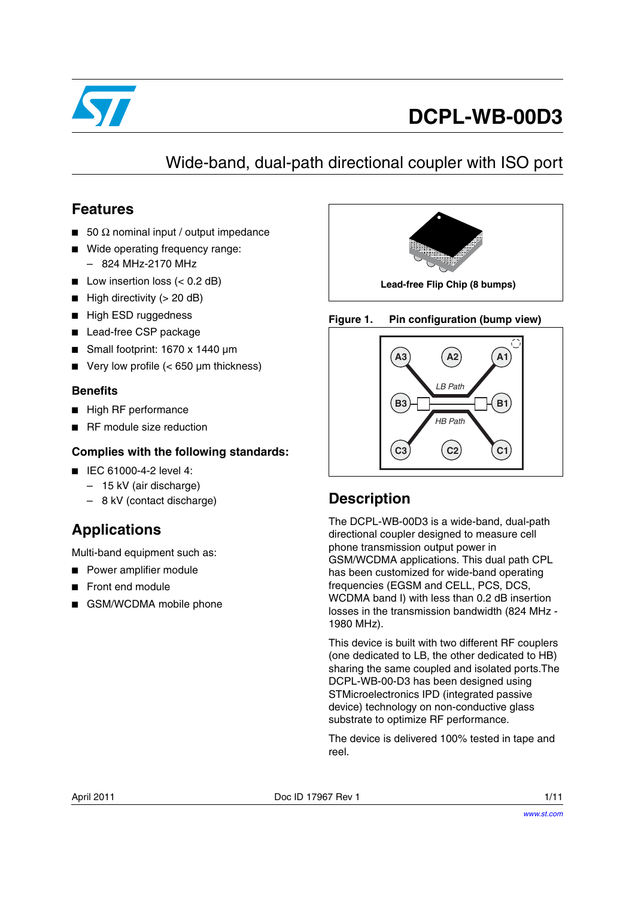# DCPL-WB-00D3

## Wide-band, dual-path directional coupler with ISO port

## Features

- 50 Ω nominal input / output impedance
- Wide operating frequency range:
  - 824 MHz-2170 MHz
- Low insertion loss (< 0.2 dB)
- High directivity (> 20 dB)
- High ESD ruggedness
- Lead-free CSP package
- Small footprint: 1670 x 1440 µm
- Very low profile (< 650 µm thickness)

### Benefits

- High RF performance
- RF module size reduction

### Complies with the following standards:

- IEC 61000-4-2 level 4:
  - 15 kV (air discharge)
  - 8 kV (contact discharge)

## Applications

Multi-band equipment such as:

- Power amplifier module
- Front end module
- GSM/WCDMA mobile phone

**Lead-free Flip Chip (8 bumps)**

**Figure 1. Pin configuration (bump view)**

## Description

The DCPL-WB-00D3 is a wide-band, dual-path directional coupler designed to measure cell phone transmission output power in GSM/WCDMA applications. This dual path CPL has been customized for wide-band operating frequencies (EGSM and CELL, PCS, DCS, WCDMA band I) with less than 0.2 dB insertion losses in the transmission bandwidth (824 MHz - 1980 MHz).

This device is built with two different RF couplers (one dedicated to LB, the other dedicated to HB) sharing the same coupled and isolated ports.The DCPL-WB-00-D3 has been designed using STMicroelectronics IPD (integrated passive device) technology on non-conductive glass substrate to optimize RF performance.

The device is delivered 100% tested in tape and reel.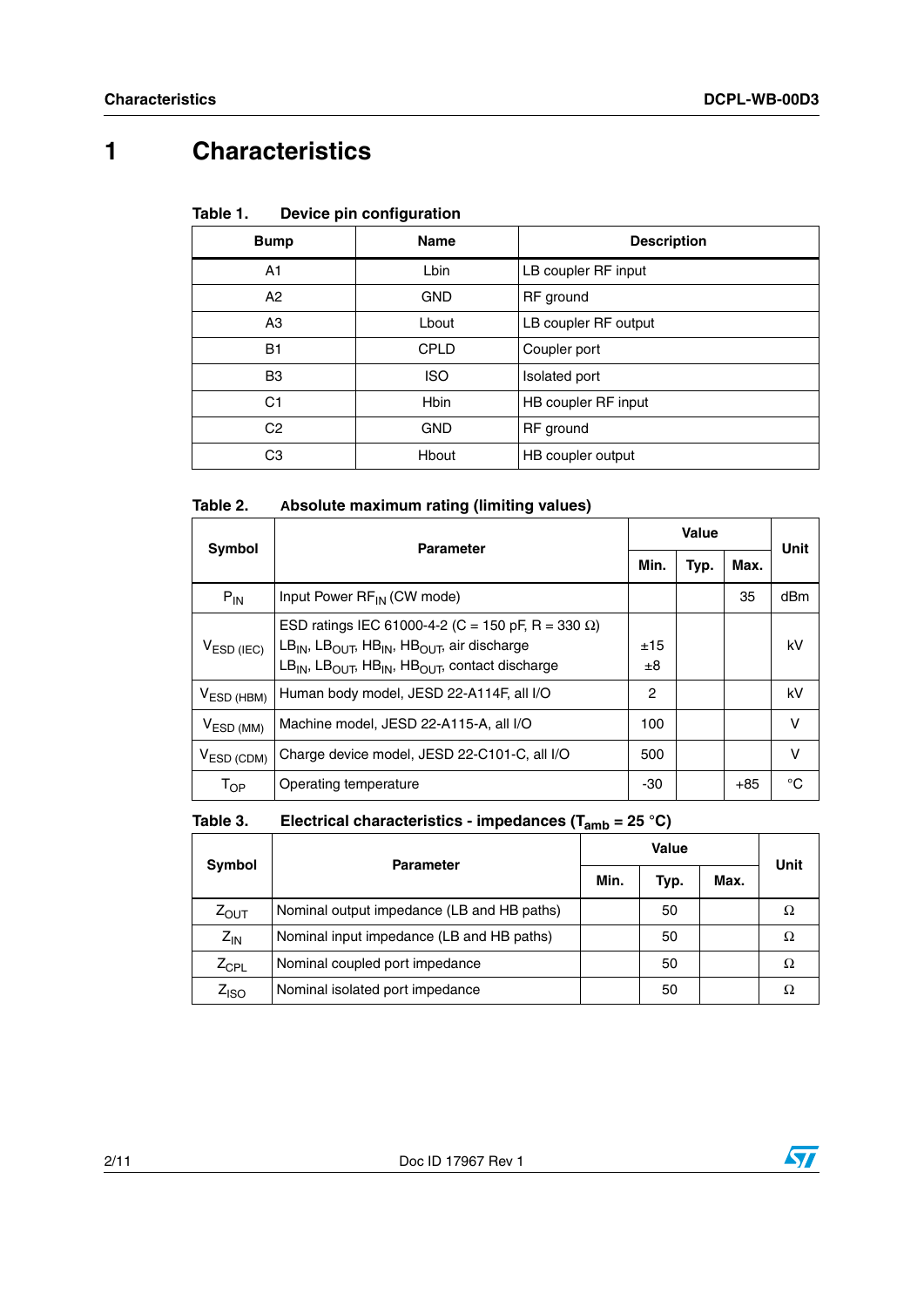# 1 Characteristics

**Table 1. Device pin configuration**

| Bump | Name | Description |
|---|---|---|
| A1 | Lbin | LB coupler RF input |
| A2 | GND | RF ground |
| A3 | Lbout | LB coupler RF output |
| B1 | CPLD | Coupler port |
| B3 | ISO | Isolated port |
| C1 | Hbin | HB coupler RF input |
| C2 | GND | RF ground |
| C3 | Hbout | HB coupler output |

**Table 2. Absolute maximum rating (limiting values)**

| Symbol | Parameter | Value | | | Unit |
|---|---|---|---|---|---|
| | | Min. | Typ. | Max. | |
| $P_{IN}$ | Input Power $RF_{IN}$ (CW mode) | | | 35 | dBm |
| $V_{ESD\ (IEC)}$ | ESD ratings IEC 61000-4-2 (C = 150 pF, R = 330 Ω)<br>$LB_{IN}$, $LB_{OUT}$, $HB_{IN}$, $HB_{OUT}$, air discharge<br>$LB_{IN}$, $LB_{OUT}$, $HB_{IN}$, $HB_{OUT}$, contact discharge | ±15<br>±8 | | | kV |
| $V_{ESD\ (HBM)}$ | Human body model, JESD 22-A114F, all I/O | 2 | | | kV |
| $V_{ESD\ (MM)}$ | Machine model, JESD 22-A115-A, all I/O | 100 | | | V |
| $V_{ESD\ (CDM)}$ | Charge device model, JESD 22-C101-C, all I/O | 500 | | | V |
| $T_{OP}$ | Operating temperature | -30 | | +85 | °C |

**Table 3. Electrical characteristics - impedances ($T_{amb}$ = 25 °C)**

| Symbol | Parameter | Value | | | Unit |
|---|---|---|---|---|---|
| | | Min. | Typ. | Max. | |
| $Z_{OUT}$ | Nominal output impedance (LB and HB paths) | | 50 | | Ω |
| $Z_{IN}$ | Nominal input impedance (LB and HB paths) | | 50 | | Ω |
| $Z_{CPL}$ | Nominal coupled port impedance | | 50 | | Ω |
| $Z_{ISO}$ | Nominal isolated port impedance | | 50 | | Ω |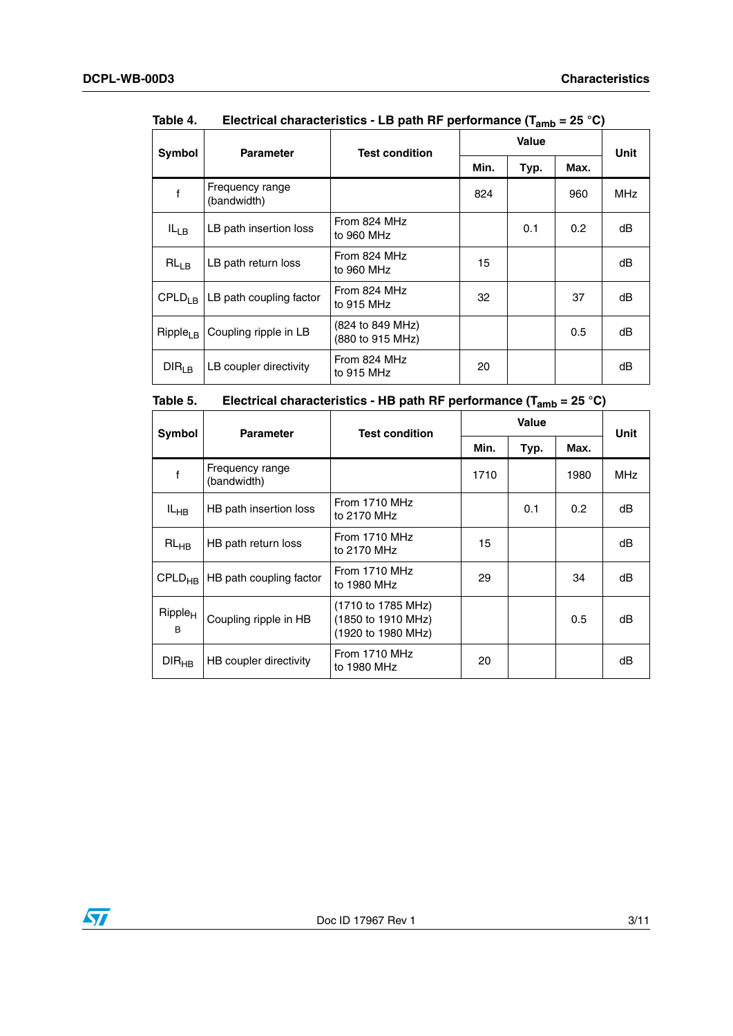Table 4. Electrical characteristics - LB path RF performance ($T_{amb}$ = 25 °C)

| Symbol | Parameter | Test condition | Value | | | Unit |
|---|---|---|---|---|---|---|
| | | | Min. | Typ. | Max. | |
| f | Frequency range (bandwidth) | | 824 | | 960 | MHz |
| $IL_{LB}$ | LB path insertion loss | From 824 MHz to 960 MHz | | 0.1 | 0.2 | dB |
| $RL_{LB}$ | LB path return loss | From 824 MHz to 960 MHz | 15 | | | dB |
| $CPLD_{LB}$ | LB path coupling factor | From 824 MHz to 915 MHz | 32 | | 37 | dB |
| $Ripple_{LB}$ | Coupling ripple in LB | (824 to 849 MHz) (880 to 915 MHz) | | | 0.5 | dB |
| $DIR_{LB}$ | LB coupler directivity | From 824 MHz to 915 MHz | 20 | | | dB |

Table 5. Electrical characteristics - HB path RF performance ($T_{amb}$ = 25 °C)

| Symbol | Parameter | Test condition | Value | | | Unit |
|---|---|---|---|---|---|---|
| | | | Min. | Typ. | Max. | |
| f | Frequency range (bandwidth) | | 1710 | | 1980 | MHz |
| $IL_{HB}$ | HB path insertion loss | From 1710 MHz to 2170 MHz | | 0.1 | 0.2 | dB |
| $RL_{HB}$ | HB path return loss | From 1710 MHz to 2170 MHz | 15 | | | dB |
| $CPLD_{HB}$ | HB path coupling factor | From 1710 MHz to 1980 MHz | 29 | | 34 | dB |
| $Ripple_{HB}$ | Coupling ripple in HB | (1710 to 1785 MHz) (1850 to 1910 MHz) (1920 to 1980 MHz) | | | 0.5 | dB |
| $DIR_{HB}$ | HB coupler directivity | From 1710 MHz to 1980 MHz | 20 | | | dB |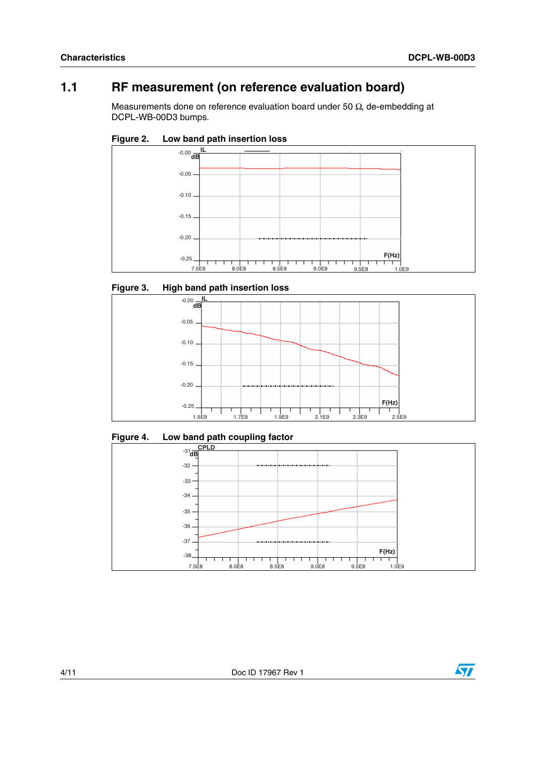## 1.1 RF measurement (on reference evaluation board)

Measurements done on reference evaluation board under 50 Ω, de-embedding at DCPL-WB-00D3 bumps.

**Figure 2. Low band path insertion loss**

**Figure 3. High band path insertion loss**

**Figure 4. Low band path coupling factor**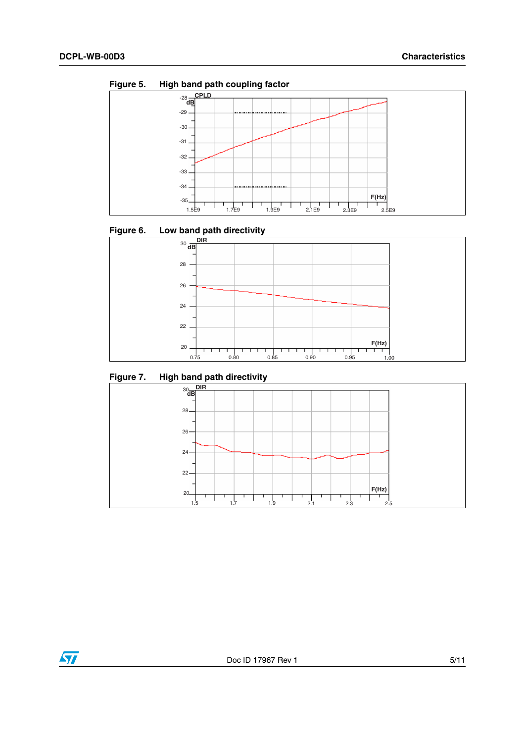**Figure 5. High band path coupling factor**

**Figure 6. Low band path directivity**

**Figure 7. High band path directivity**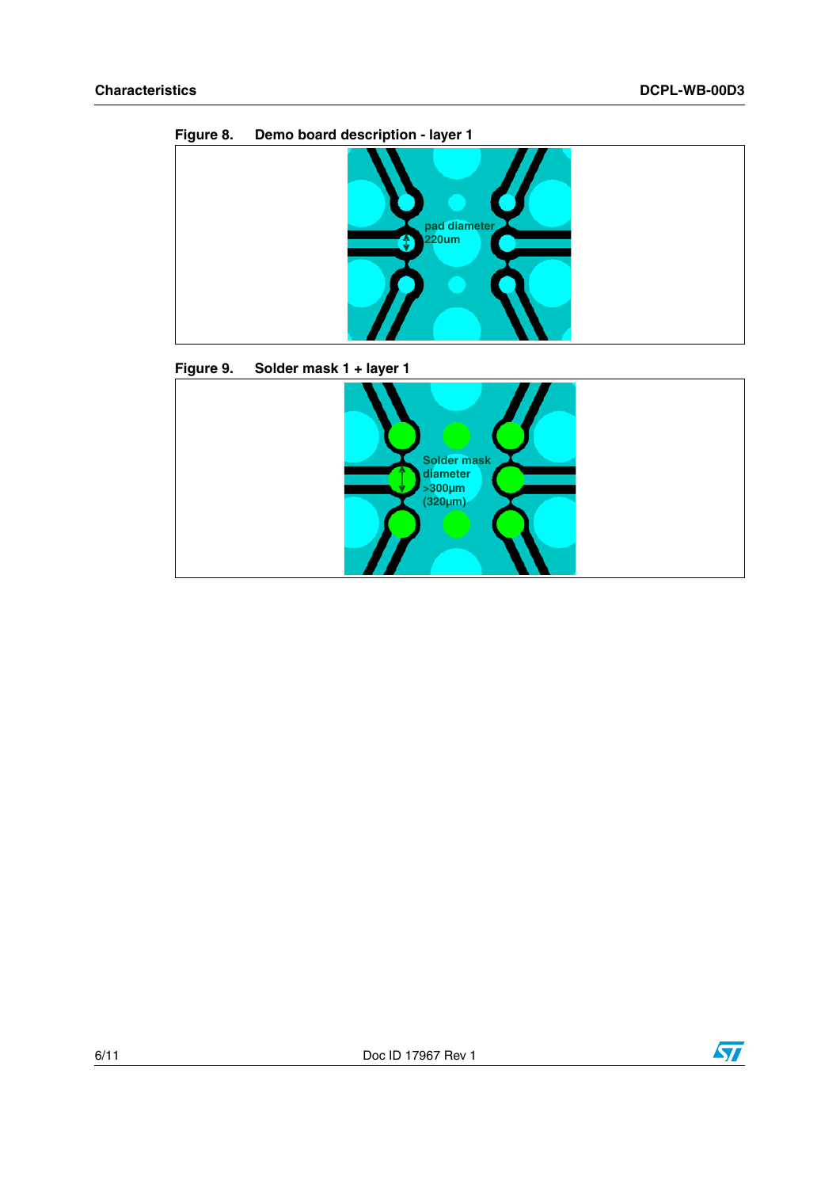Figure 8. Demo board description - layer 1

pad diameter 220um

Figure 9. Solder mask 1 + layer 1

Solder mask diameter >300µm (320µm)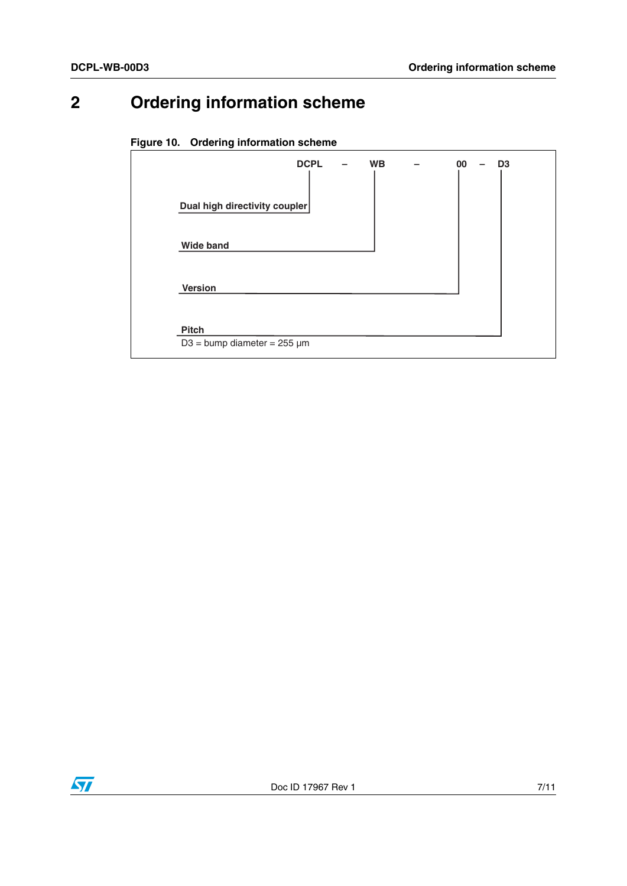# 2 Ordering information scheme

**Figure 10. Ordering information scheme**

**DCPL – WB – 00 – D3**

- **DCPL**: Dual high directivity coupler
- **WB**: Wide band
- **00**: Version
- **D3**: Pitch
  D3 = bump diameter = 255 µm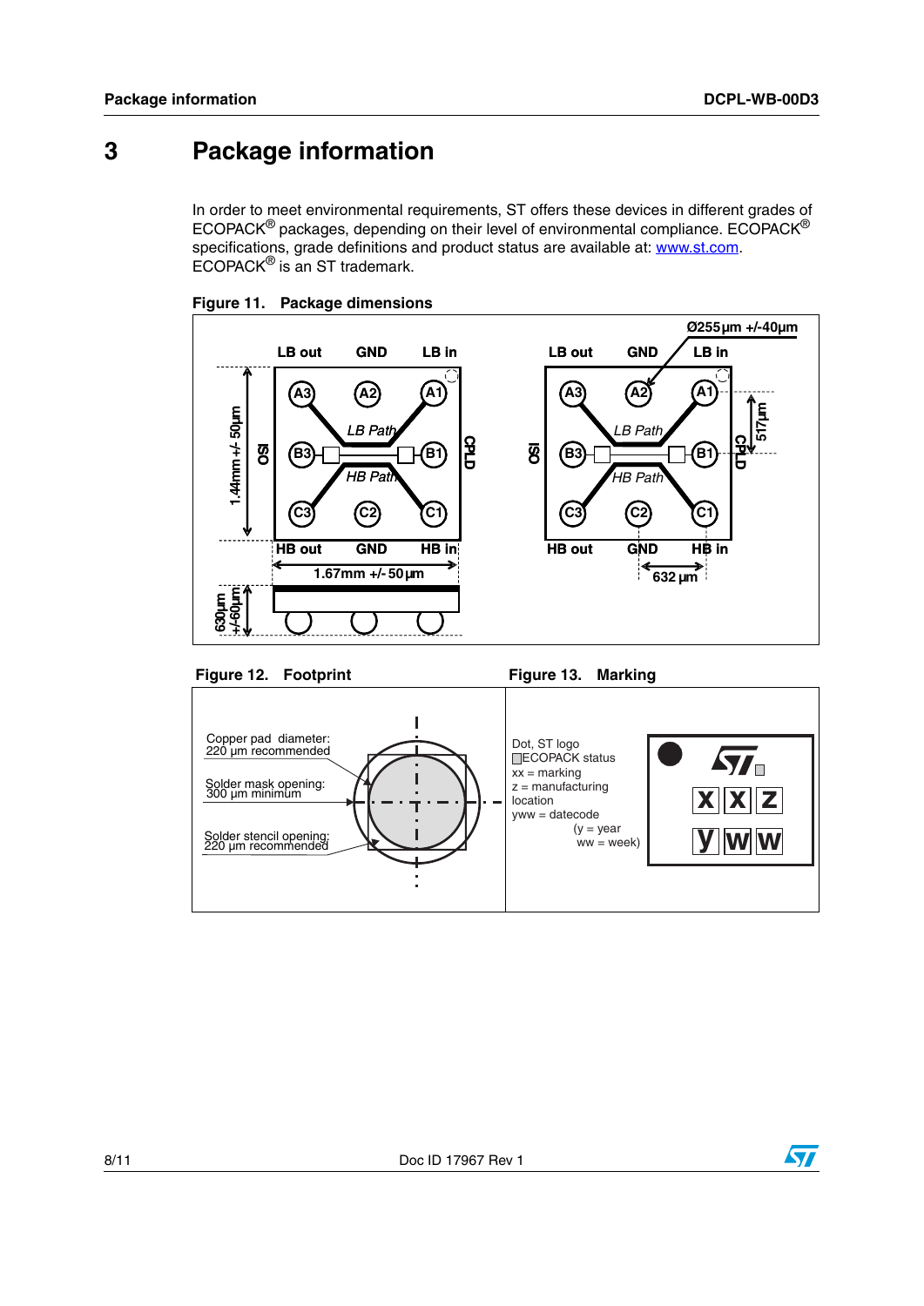# 3 Package information

In order to meet environmental requirements, ST offers these devices in different grades of ECOPACK® packages, depending on their level of environmental compliance. ECOPACK® specifications, grade definitions and product status are available at: www.st.com. ECOPACK® is an ST trademark.

**Figure 11. Package dimensions**

**Figure 12. Footprint**

**Figure 13. Marking**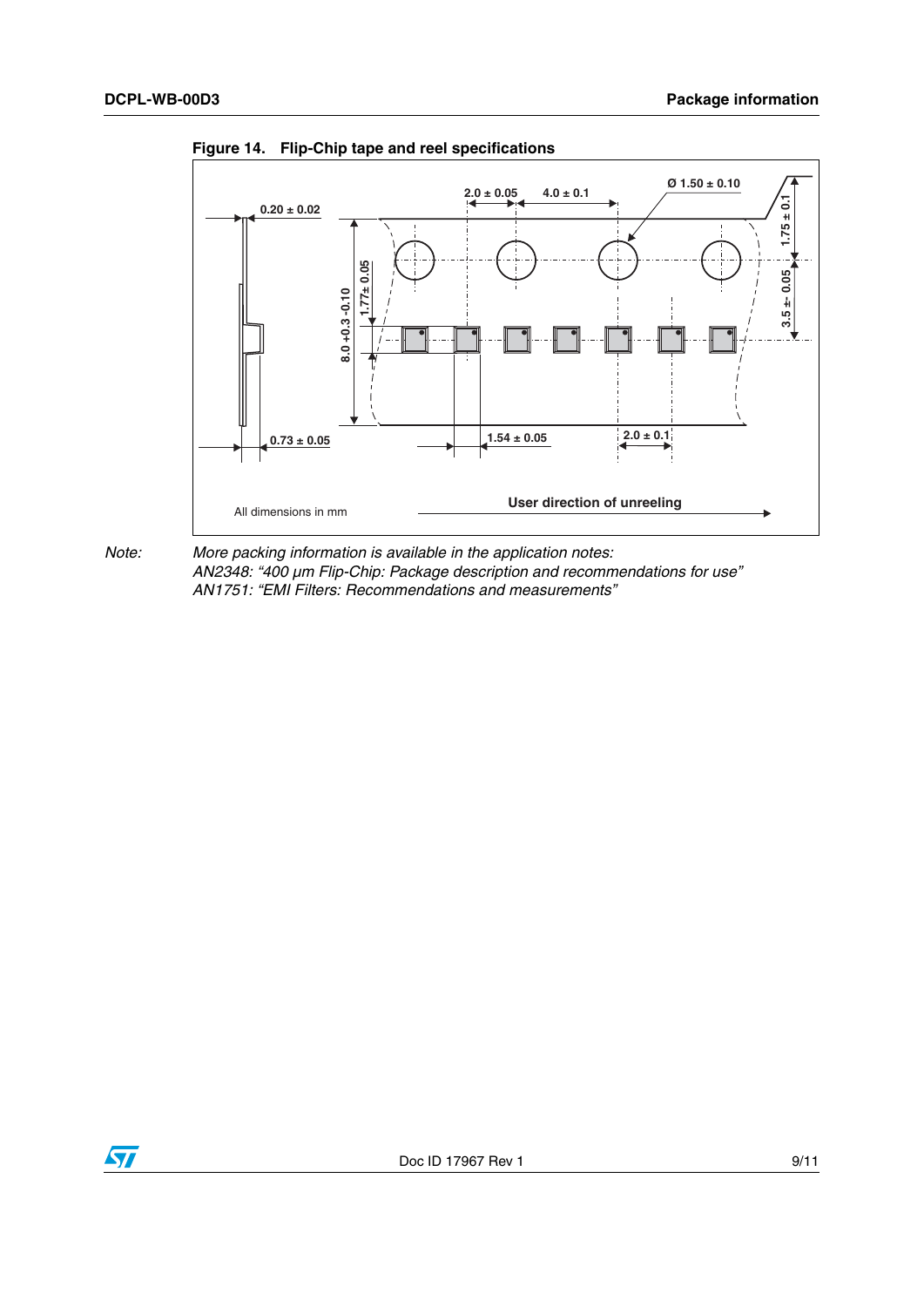**Figure 14. Flip-Chip tape and reel specifications**

*Note: More packing information is available in the application notes:*
*AN2348: “400 µm Flip-Chip: Package description and recommendations for use”*
*AN1751: “EMI Filters: Recommendations and measurements”*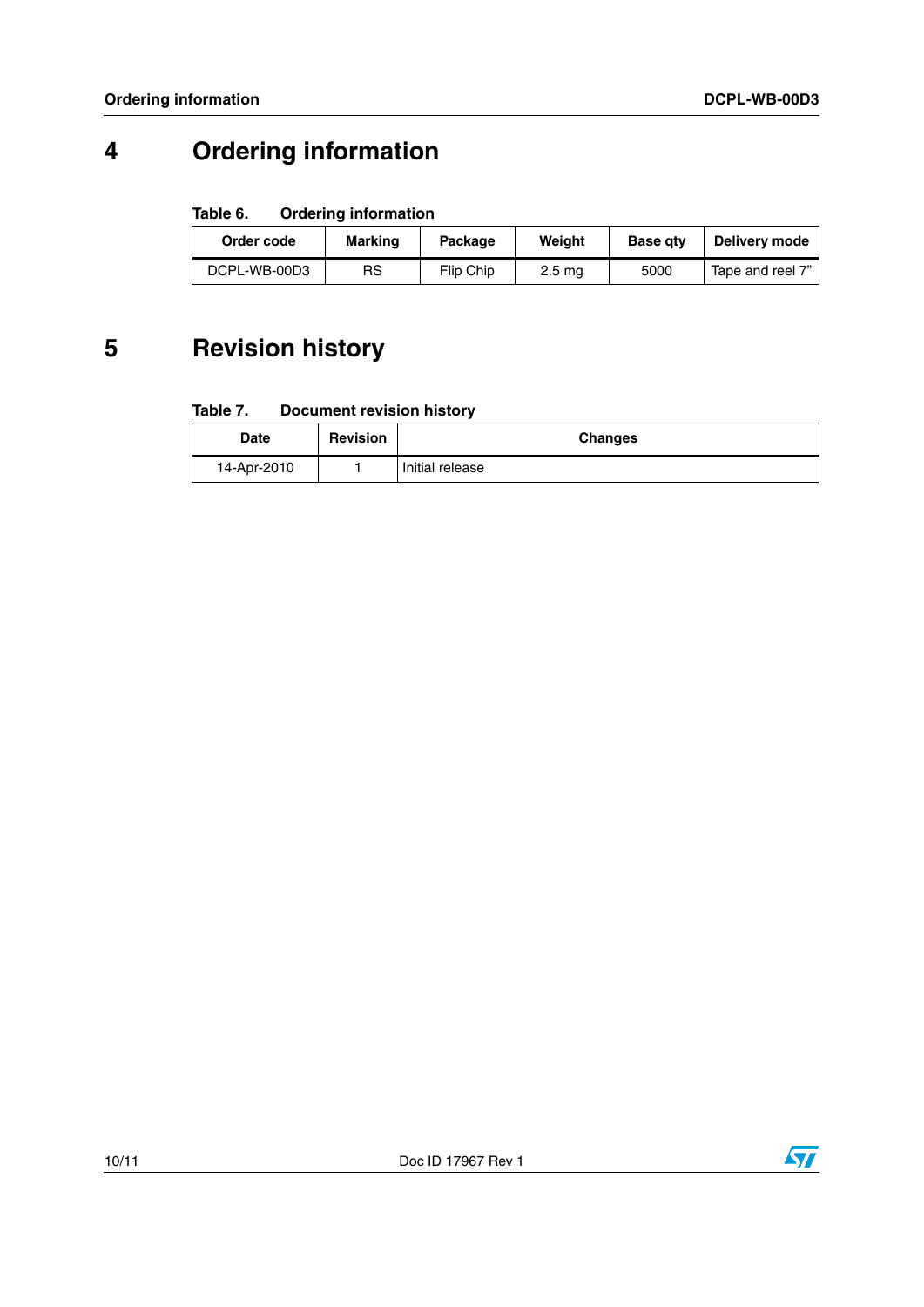# 4 Ordering information

Table 6. Ordering information

| Order code | Marking | Package | Weight | Base qty | Delivery mode |
|---|---|---|---|---|---|
| DCPL-WB-00D3 | RS | Flip Chip | 2.5 mg | 5000 | Tape and reel 7” |

# 5 Revision history

Table 7. Document revision history

| Date | Revision | Changes |
|---|---|---|
| 14-Apr-2010 | 1 | Initial release |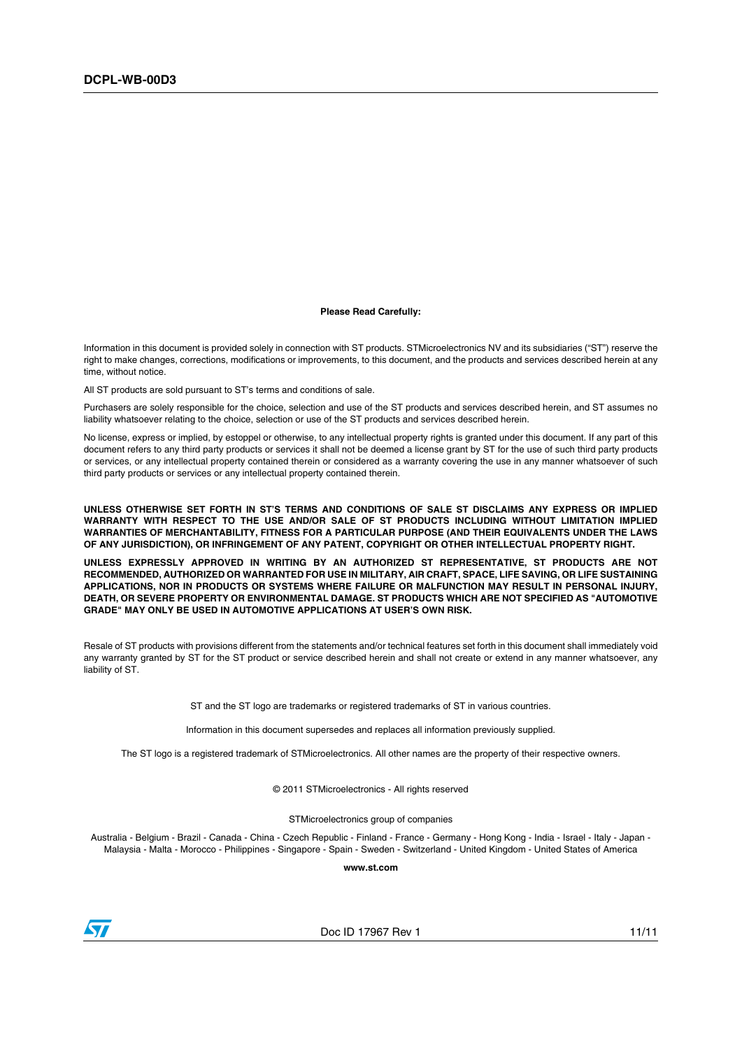**Please Read Carefully:**

Information in this document is provided solely in connection with ST products. STMicroelectronics NV and its subsidiaries ("ST") reserve the right to make changes, corrections, modifications or improvements, to this document, and the products and services described herein at any time, without notice.

All ST products are sold pursuant to ST's terms and conditions of sale.

Purchasers are solely responsible for the choice, selection and use of the ST products and services described herein, and ST assumes no liability whatsoever relating to the choice, selection or use of the ST products and services described herein.

No license, express or implied, by estoppel or otherwise, to any intellectual property rights is granted under this document. If any part of this document refers to any third party products or services it shall not be deemed a license grant by ST for the use of such third party products or services, or any intellectual property contained therein or considered as a warranty covering the use in any manner whatsoever of such third party products or services or any intellectual property contained therein.

**UNLESS OTHERWISE SET FORTH IN ST'S TERMS AND CONDITIONS OF SALE ST DISCLAIMS ANY EXPRESS OR IMPLIED WARRANTY WITH RESPECT TO THE USE AND/OR SALE OF ST PRODUCTS INCLUDING WITHOUT LIMITATION IMPLIED WARRANTIES OF MERCHANTABILITY, FITNESS FOR A PARTICULAR PURPOSE (AND THEIR EQUIVALENTS UNDER THE LAWS OF ANY JURISDICTION), OR INFRINGEMENT OF ANY PATENT, COPYRIGHT OR OTHER INTELLECTUAL PROPERTY RIGHT.**

**UNLESS EXPRESSLY APPROVED IN WRITING BY AN AUTHORIZED ST REPRESENTATIVE, ST PRODUCTS ARE NOT RECOMMENDED, AUTHORIZED OR WARRANTED FOR USE IN MILITARY, AIR CRAFT, SPACE, LIFE SAVING, OR LIFE SUSTAINING APPLICATIONS, NOR IN PRODUCTS OR SYSTEMS WHERE FAILURE OR MALFUNCTION MAY RESULT IN PERSONAL INJURY, DEATH, OR SEVERE PROPERTY OR ENVIRONMENTAL DAMAGE. ST PRODUCTS WHICH ARE NOT SPECIFIED AS "AUTOMOTIVE GRADE" MAY ONLY BE USED IN AUTOMOTIVE APPLICATIONS AT USER'S OWN RISK.**

Resale of ST products with provisions different from the statements and/or technical features set forth in this document shall immediately void any warranty granted by ST for the ST product or service described herein and shall not create or extend in any manner whatsoever, any liability of ST.

ST and the ST logo are trademarks or registered trademarks of ST in various countries.

Information in this document supersedes and replaces all information previously supplied.

The ST logo is a registered trademark of STMicroelectronics. All other names are the property of their respective owners.

© 2011 STMicroelectronics - All rights reserved

STMicroelectronics group of companies

Australia - Belgium - Brazil - Canada - China - Czech Republic - Finland - France - Germany - Hong Kong - India - Israel - Italy - Japan - Malaysia - Malta - Morocco - Philippines - Singapore - Spain - Sweden - Switzerland - United Kingdom - United States of America

**www.st.com**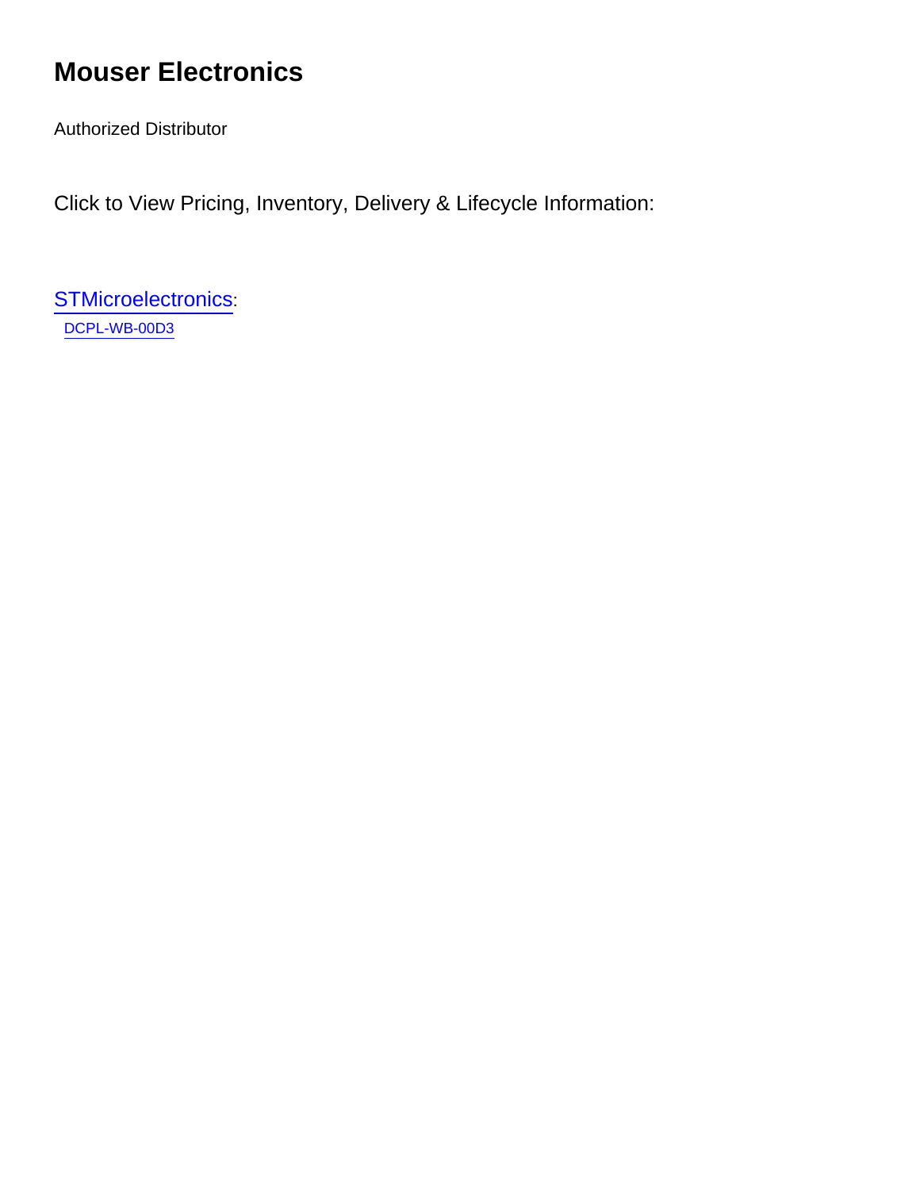# Mouser Electronics

Authorized Distributor

Click to View Pricing, Inventory, Delivery & Lifecycle Information:

STMicroelectronics:

DCPL-WB-00D3